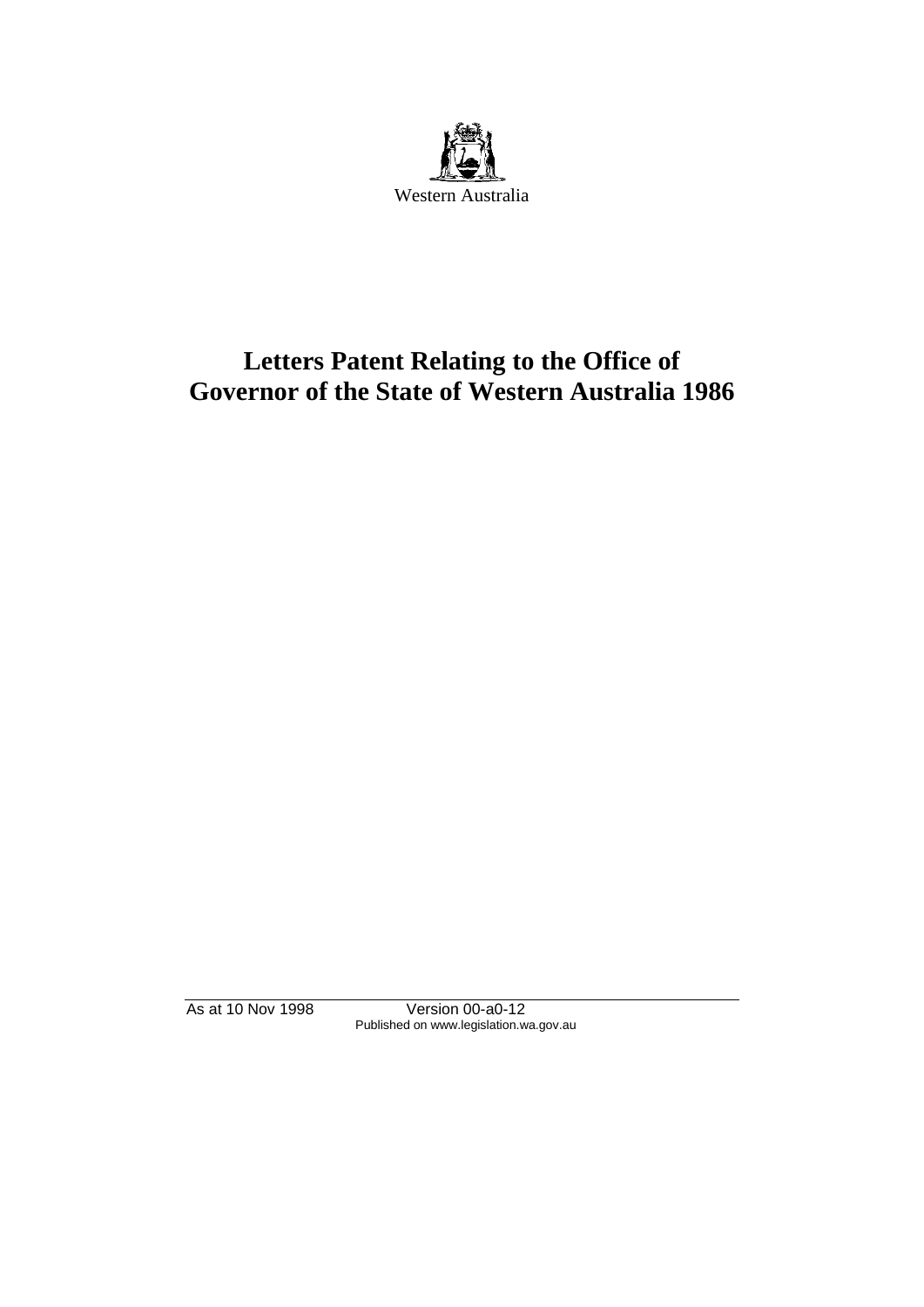Western Australia

# Letters Patent Relating to the Office of Governor of the State of Western Australia 1986

As at 10 Nov 1998 Version 00-a0-12
Published on www.legislation.wa.gov.au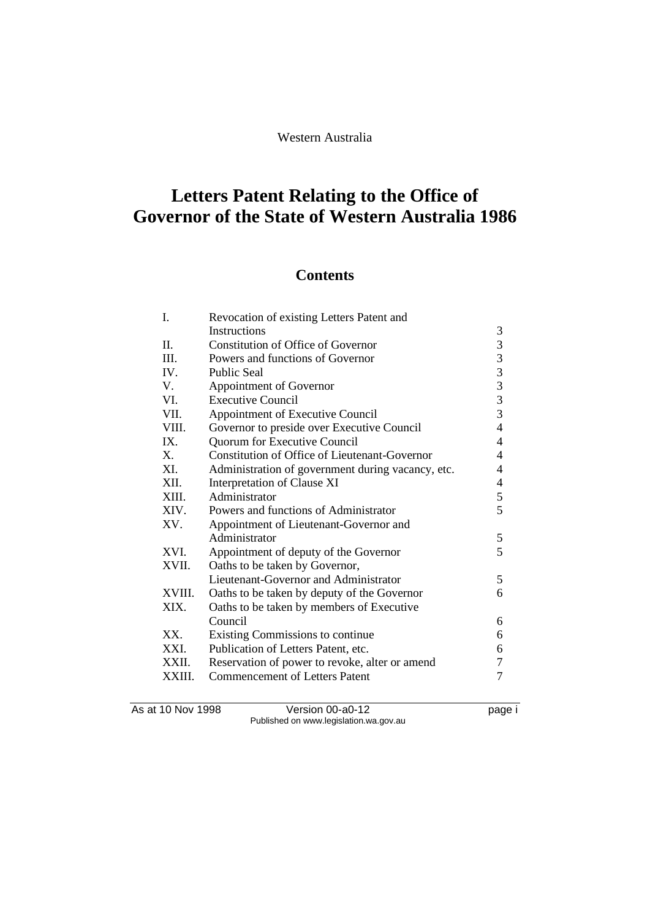Western Australia

# Letters Patent Relating to the Office of Governor of the State of Western Australia 1986

## Contents

| | | |
|---|---|---|
| I. | Revocation of existing Letters Patent and Instructions | 3 |
| II. | Constitution of Office of Governor | 3 |
| III. | Powers and functions of Governor | 3 |
| IV. | Public Seal | 3 |
| V. | Appointment of Governor | 3 |
| VI. | Executive Council | 3 |
| VII. | Appointment of Executive Council | 3 |
| VIII. | Governor to preside over Executive Council | 4 |
| IX. | Quorum for Executive Council | 4 |
| X. | Constitution of Office of Lieutenant-Governor | 4 |
| XI. | Administration of government during vacancy, etc. | 4 |
| XII. | Interpretation of Clause XI | 4 |
| XIII. | Administrator | 5 |
| XIV. | Powers and functions of Administrator | 5 |
| XV. | Appointment of Lieutenant-Governor and Administrator | 5 |
| XVI. | Appointment of deputy of the Governor | 5 |
| XVII. | Oaths to be taken by Governor, Lieutenant-Governor and Administrator | 5 |
| XVIII. | Oaths to be taken by deputy of the Governor | 6 |
| XIX. | Oaths to be taken by members of Executive Council | 6 |
| XX. | Existing Commissions to continue | 6 |
| XXI. | Publication of Letters Patent, etc. | 6 |
| XXII. | Reservation of power to revoke, alter or amend | 7 |
| XXIII. | Commencement of Letters Patent | 7 |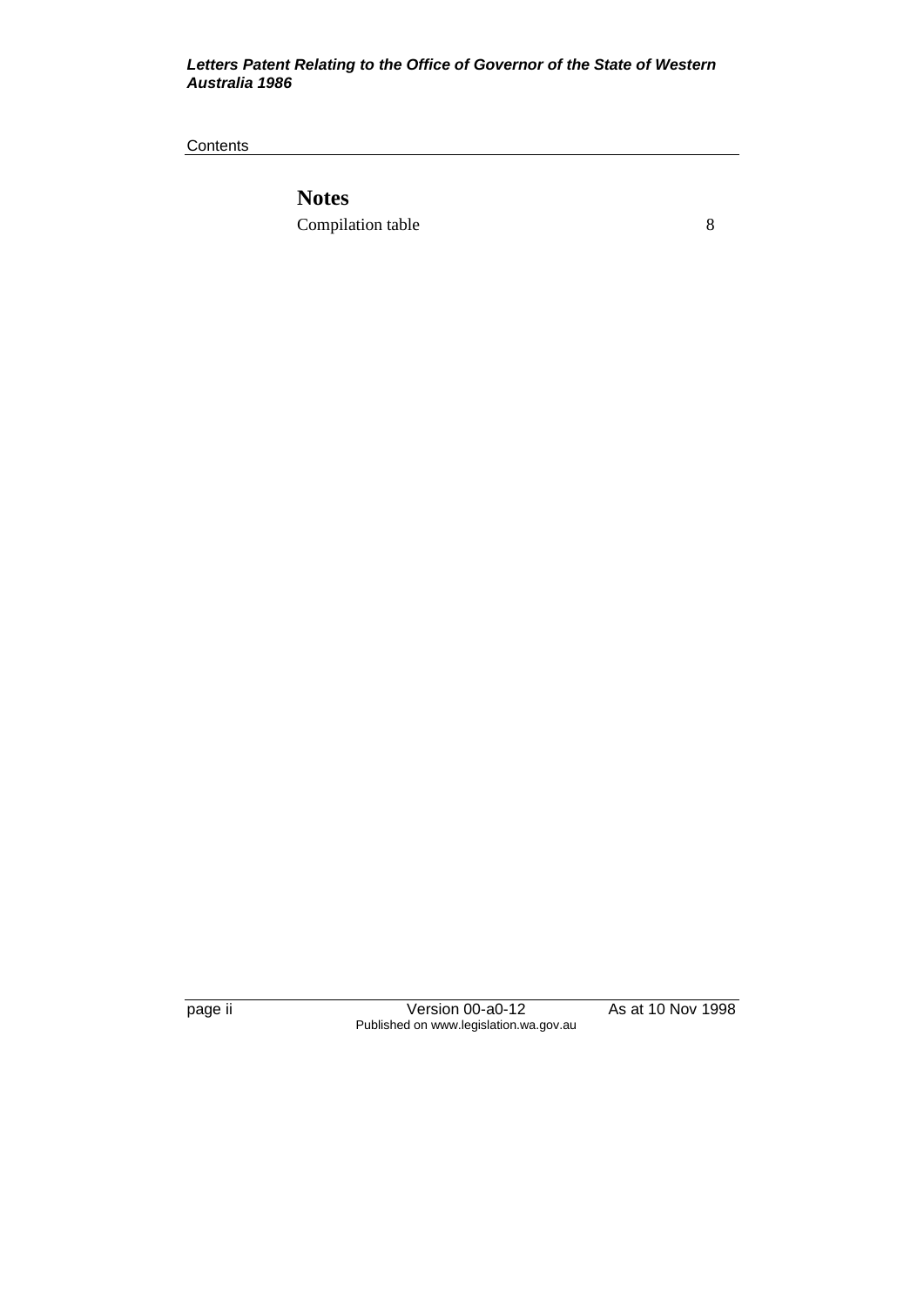## Notes

Compilation table 8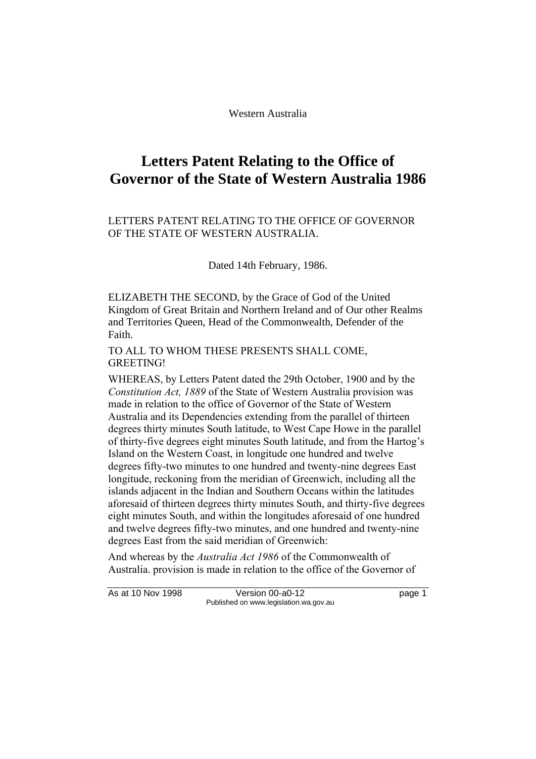Western Australia

# Letters Patent Relating to the Office of Governor of the State of Western Australia 1986

LETTERS PATENT RELATING TO THE OFFICE OF GOVERNOR OF THE STATE OF WESTERN AUSTRALIA.

Dated 14th February, 1986.

ELIZABETH THE SECOND, by the Grace of God of the United Kingdom of Great Britain and Northern Ireland and of Our other Realms and Territories Queen, Head of the Commonwealth, Defender of the Faith.

TO ALL TO WHOM THESE PRESENTS SHALL COME, GREETING!

WHEREAS, by Letters Patent dated the 29th October, 1900 and by the *Constitution Act, 1889* of the State of Western Australia provision was made in relation to the office of Governor of the State of Western Australia and its Dependencies extending from the parallel of thirteen degrees thirty minutes South latitude, to West Cape Howe in the parallel of thirty-five degrees eight minutes South latitude, and from the Hartog's Island on the Western Coast, in longitude one hundred and twelve degrees fifty-two minutes to one hundred and twenty-nine degrees East longitude, reckoning from the meridian of Greenwich, including all the islands adjacent in the Indian and Southern Oceans within the latitudes aforesaid of thirteen degrees thirty minutes South, and thirty-five degrees eight minutes South, and within the longitudes aforesaid of one hundred and twelve degrees fifty-two minutes, and one hundred and twenty-nine degrees East from the said meridian of Greenwich:

And whereas by the *Australia Act 1986* of the Commonwealth of Australia. provision is made in relation to the office of the Governor of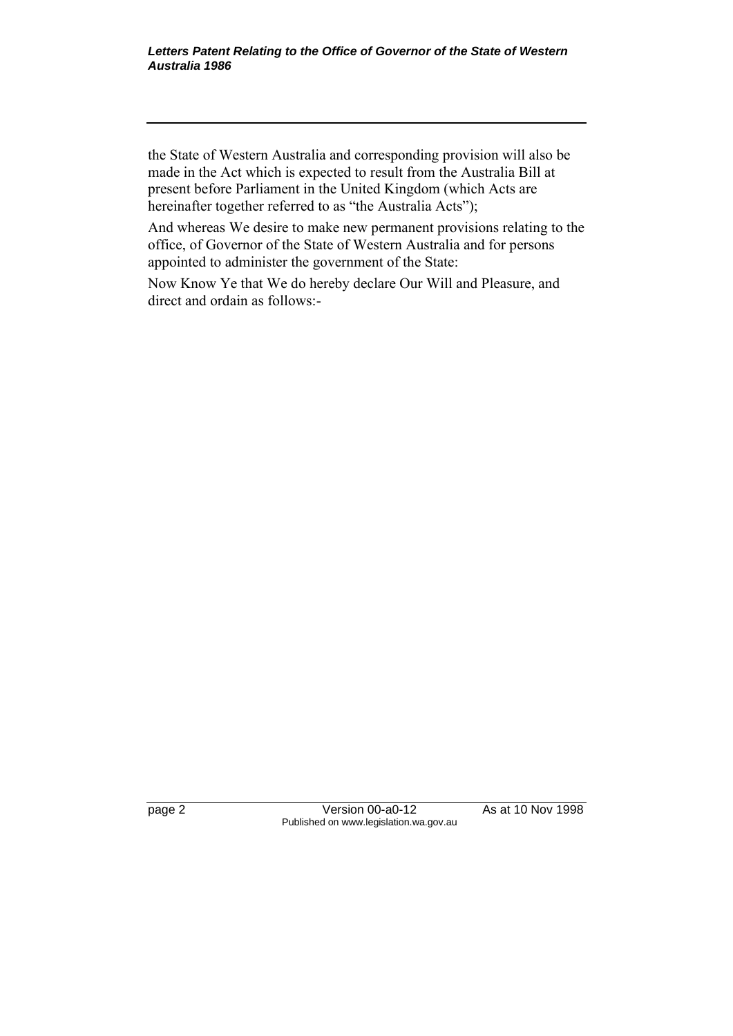the State of Western Australia and corresponding provision will also be made in the Act which is expected to result from the Australia Bill at present before Parliament in the United Kingdom (which Acts are hereinafter together referred to as "the Australia Acts");

And whereas We desire to make new permanent provisions relating to the office, of Governor of the State of Western Australia and for persons appointed to administer the government of the State:

Now Know Ye that We do hereby declare Our Will and Pleasure, and direct and ordain as follows:-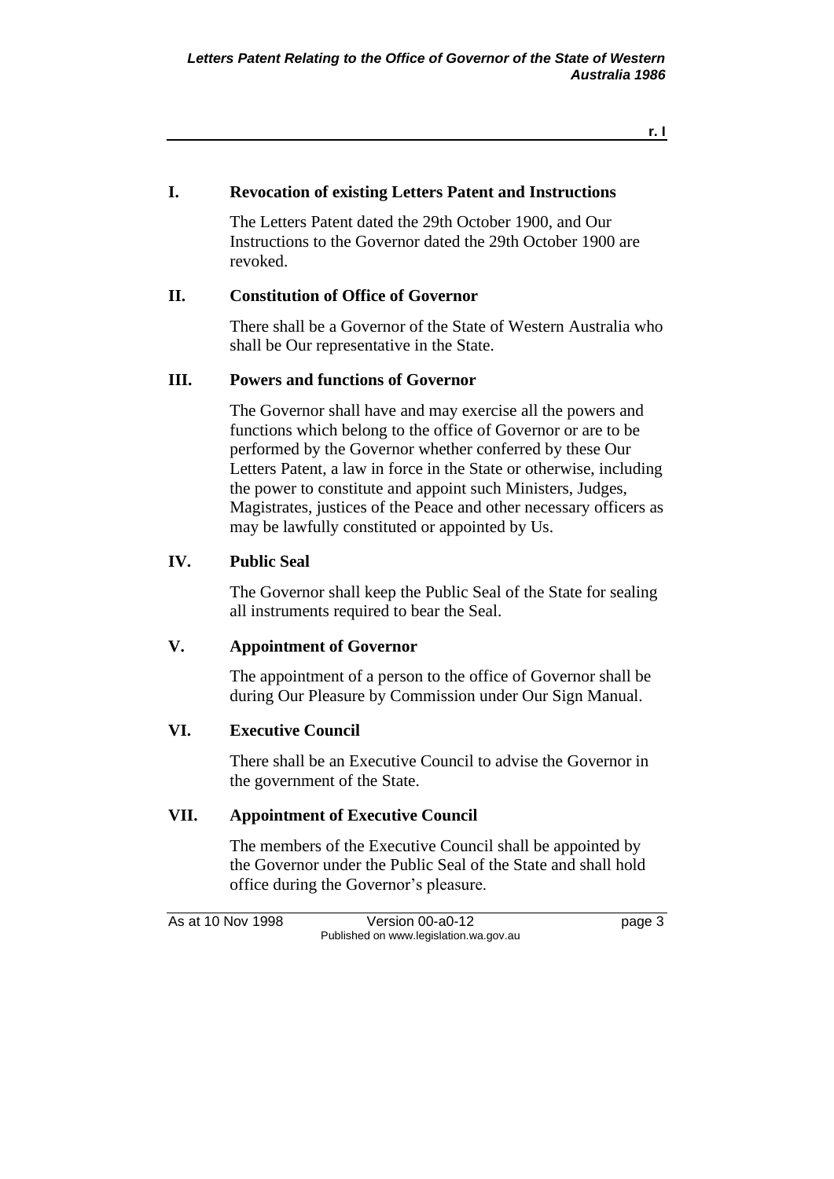## I. Revocation of existing Letters Patent and Instructions

The Letters Patent dated the 29th October 1900, and Our Instructions to the Governor dated the 29th October 1900 are revoked.

## II. Constitution of Office of Governor

There shall be a Governor of the State of Western Australia who shall be Our representative in the State.

## III. Powers and functions of Governor

The Governor shall have and may exercise all the powers and functions which belong to the office of Governor or are to be performed by the Governor whether conferred by these Our Letters Patent, a law in force in the State or otherwise, including the power to constitute and appoint such Ministers, Judges, Magistrates, justices of the Peace and other necessary officers as may be lawfully constituted or appointed by Us.

## IV. Public Seal

The Governor shall keep the Public Seal of the State for sealing all instruments required to bear the Seal.

## V. Appointment of Governor

The appointment of a person to the office of Governor shall be during Our Pleasure by Commission under Our Sign Manual.

## VI. Executive Council

There shall be an Executive Council to advise the Governor in the government of the State.

## VII. Appointment of Executive Council

The members of the Executive Council shall be appointed by the Governor under the Public Seal of the State and shall hold office during the Governor's pleasure.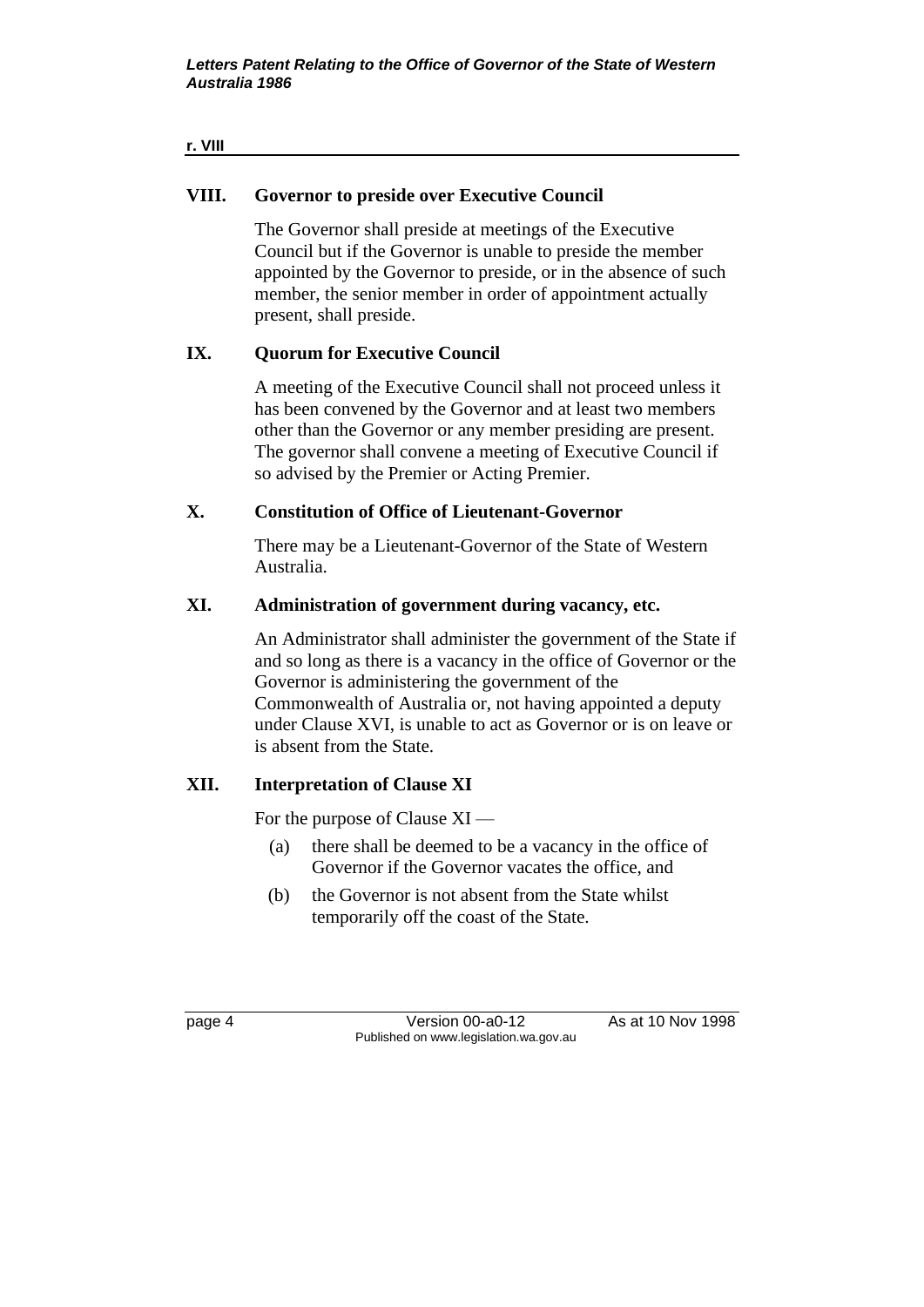## VIII. Governor to preside over Executive Council

The Governor shall preside at meetings of the Executive Council but if the Governor is unable to preside the member appointed by the Governor to preside, or in the absence of such member, the senior member in order of appointment actually present, shall preside.

## IX. Quorum for Executive Council

A meeting of the Executive Council shall not proceed unless it has been convened by the Governor and at least two members other than the Governor or any member presiding are present. The governor shall convene a meeting of Executive Council if so advised by the Premier or Acting Premier.

## X. Constitution of Office of Lieutenant-Governor

There may be a Lieutenant-Governor of the State of Western Australia.

## XI. Administration of government during vacancy, etc.

An Administrator shall administer the government of the State if and so long as there is a vacancy in the office of Governor or the Governor is administering the government of the Commonwealth of Australia or, not having appointed a deputy under Clause XVI, is unable to act as Governor or is on leave or is absent from the State.

## XII. Interpretation of Clause XI

For the purpose of Clause XI —

(a) there shall be deemed to be a vacancy in the office of Governor if the Governor vacates the office, and

(b) the Governor is not absent from the State whilst temporarily off the coast of the State.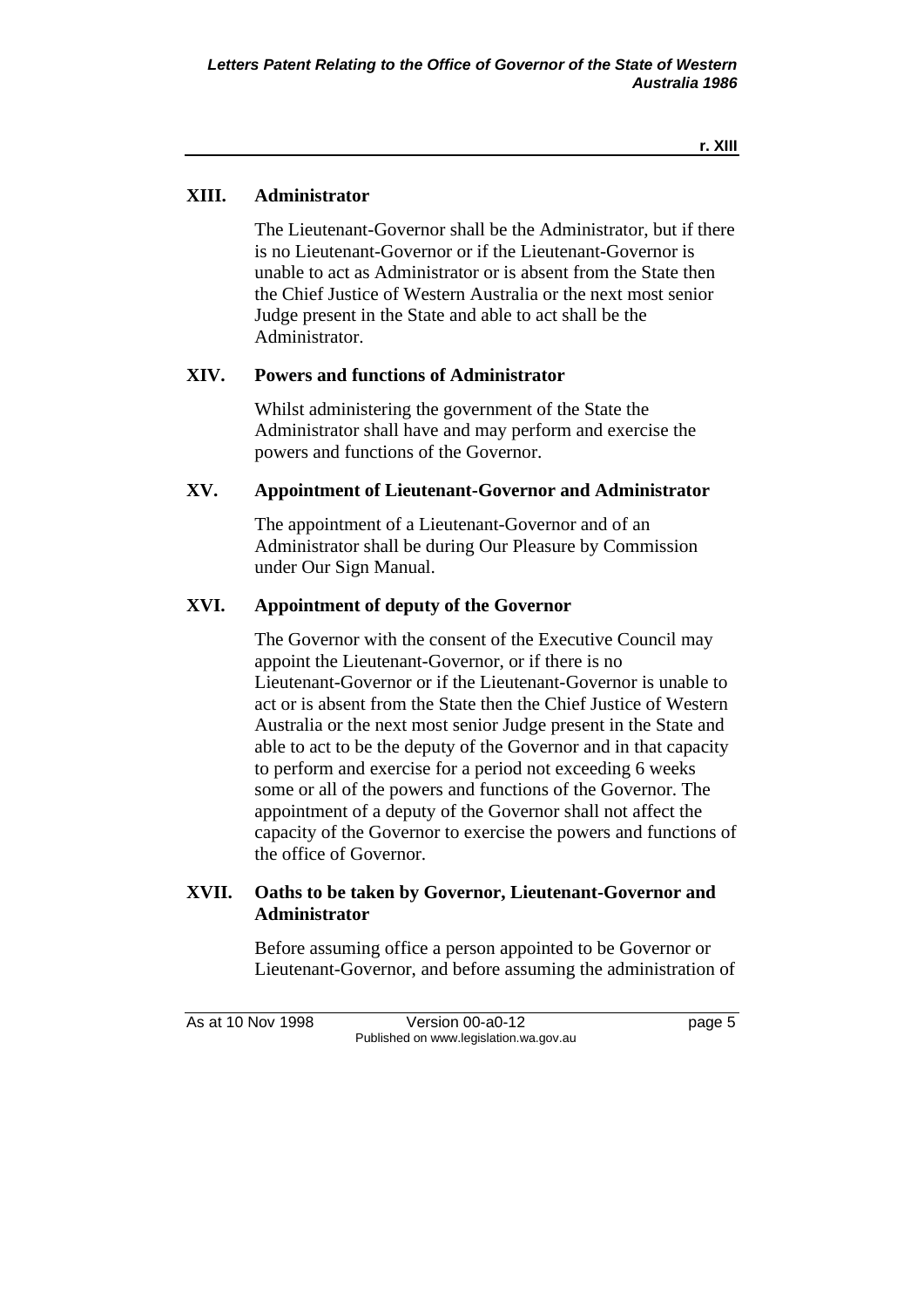## XIII. Administrator

The Lieutenant-Governor shall be the Administrator, but if there is no Lieutenant-Governor or if the Lieutenant-Governor is unable to act as Administrator or is absent from the State then the Chief Justice of Western Australia or the next most senior Judge present in the State and able to act shall be the Administrator.

## XIV. Powers and functions of Administrator

Whilst administering the government of the State the Administrator shall have and may perform and exercise the powers and functions of the Governor.

## XV. Appointment of Lieutenant-Governor and Administrator

The appointment of a Lieutenant-Governor and of an Administrator shall be during Our Pleasure by Commission under Our Sign Manual.

## XVI. Appointment of deputy of the Governor

The Governor with the consent of the Executive Council may appoint the Lieutenant-Governor, or if there is no Lieutenant-Governor or if the Lieutenant-Governor is unable to act or is absent from the State then the Chief Justice of Western Australia or the next most senior Judge present in the State and able to act to be the deputy of the Governor and in that capacity to perform and exercise for a period not exceeding 6 weeks some or all of the powers and functions of the Governor. The appointment of a deputy of the Governor shall not affect the capacity of the Governor to exercise the powers and functions of the office of Governor.

## XVII. Oaths to be taken by Governor, Lieutenant-Governor and Administrator

Before assuming office a person appointed to be Governor or Lieutenant-Governor, and before assuming the administration of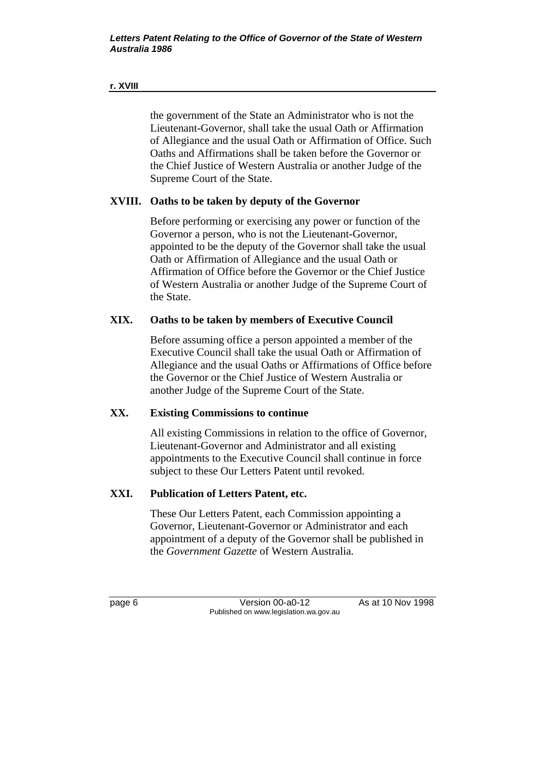the government of the State an Administrator who is not the Lieutenant-Governor, shall take the usual Oath or Affirmation of Allegiance and the usual Oath or Affirmation of Office. Such Oaths and Affirmations shall be taken before the Governor or the Chief Justice of Western Australia or another Judge of the Supreme Court of the State.

## XVIII. Oaths to be taken by deputy of the Governor

Before performing or exercising any power or function of the Governor a person, who is not the Lieutenant-Governor, appointed to be the deputy of the Governor shall take the usual Oath or Affirmation of Allegiance and the usual Oath or Affirmation of Office before the Governor or the Chief Justice of Western Australia or another Judge of the Supreme Court of the State.

## XIX. Oaths to be taken by members of Executive Council

Before assuming office a person appointed a member of the Executive Council shall take the usual Oath or Affirmation of Allegiance and the usual Oaths or Affirmations of Office before the Governor or the Chief Justice of Western Australia or another Judge of the Supreme Court of the State.

## XX. Existing Commissions to continue

All existing Commissions in relation to the office of Governor, Lieutenant-Governor and Administrator and all existing appointments to the Executive Council shall continue in force subject to these Our Letters Patent until revoked.

## XXI. Publication of Letters Patent, etc.

These Our Letters Patent, each Commission appointing a Governor, Lieutenant-Governor or Administrator and each appointment of a deputy of the Governor shall be published in the *Government Gazette* of Western Australia.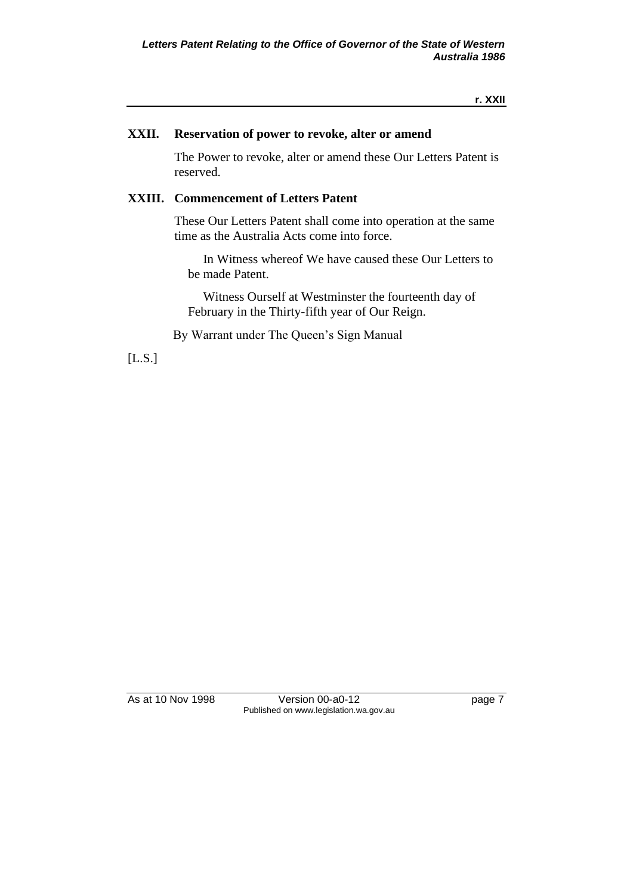## XXII. Reservation of power to revoke, alter or amend

The Power to revoke, alter or amend these Our Letters Patent is reserved.

## XXIII. Commencement of Letters Patent

These Our Letters Patent shall come into operation at the same time as the Australia Acts come into force.

In Witness whereof We have caused these Our Letters to be made Patent.

Witness Ourself at Westminster the fourteenth day of February in the Thirty-fifth year of Our Reign.

By Warrant under The Queen's Sign Manual

[L.S.]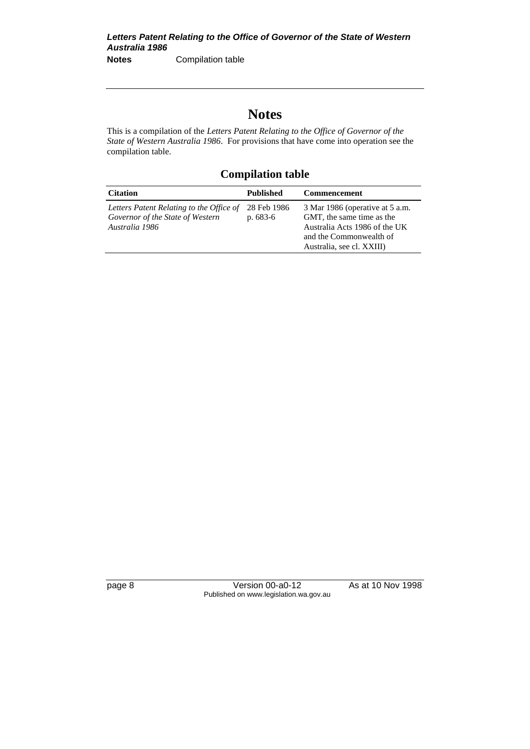# Notes

This is a compilation of the *Letters Patent Relating to the Office of Governor of the State of Western Australia 1986*. For provisions that have come into operation see the compilation table.

## Compilation table

| Citation | Published | Commencement |
|---|---|---|
| *Letters Patent Relating to the Office of Governor of the State of Western Australia 1986* | 28 Feb 1986 p. 683-6 | 3 Mar 1986 (operative at 5 a.m. GMT, the same time as the Australia Acts 1986 of the UK and the Commonwealth of Australia, see cl. XXIII) |